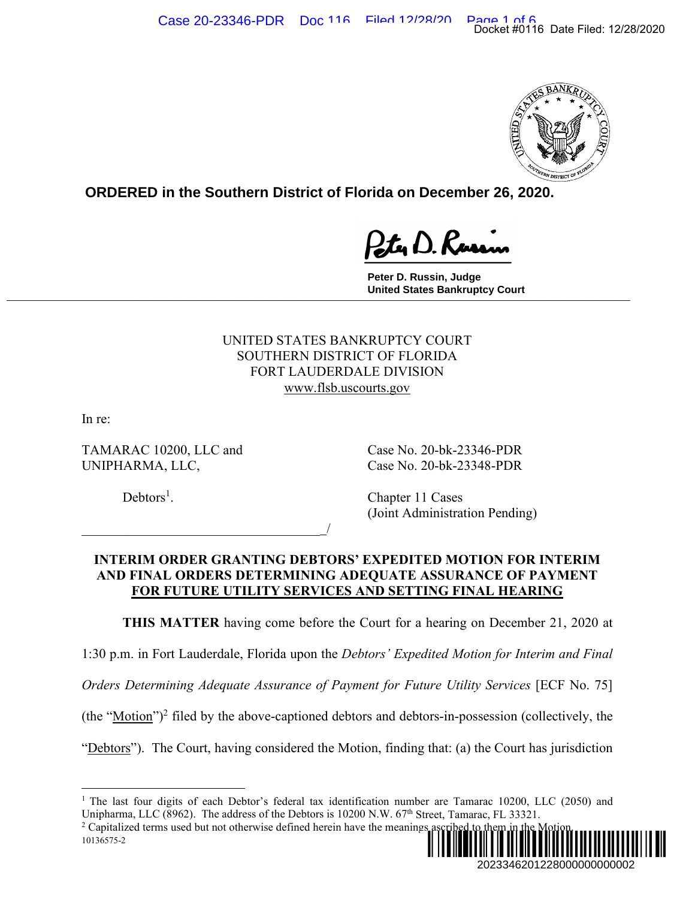**ORDERED in the Southern District of Florida on December 26, 2020.**

Peter D. Russin, Judge
United States Bankruptcy Court

UNITED STATES BANKRUPTCY COURT
SOUTHERN DISTRICT OF FLORIDA
FORT LAUDERDALE DIVISION
www.flsb.uscourts.gov

In re:

TAMARAC 10200, LLC and
UNIPHARMA, LLC,

Debtors[1].

Case No. 20-bk-23346-PDR
Case No. 20-bk-23348-PDR

Chapter 11 Cases
(Joint Administration Pending)

_________________________________/

**INTERIM ORDER GRANTING DEBTORS' EXPEDITED MOTION FOR INTERIM AND FINAL ORDERS DETERMINING ADEQUATE ASSURANCE OF PAYMENT FOR FUTURE UTILITY SERVICES AND SETTING FINAL HEARING**

**THIS MATTER** having come before the Court for a hearing on December 21, 2020 at 1:30 p.m. in Fort Lauderdale, Florida upon the *Debtors' Expedited Motion for Interim and Final Orders Determining Adequate Assurance of Payment for Future Utility Services* [ECF No. 75] (the "Motion")[2] filed by the above-captioned debtors and debtors-in-possession (collectively, the "Debtors"). The Court, having considered the Motion, finding that: (a) the Court has jurisdiction

[1] The last four digits of each Debtor's federal tax identification number are Tamarac 10200, LLC (2050) and Unipharma, LLC (8962). The address of the Debtors is 10200 N.W. 67th Street, Tamarac, FL 33321.

[2] Capitalized terms used but not otherwise defined herein have the meanings ascribed to them in the Motion.

10136575-2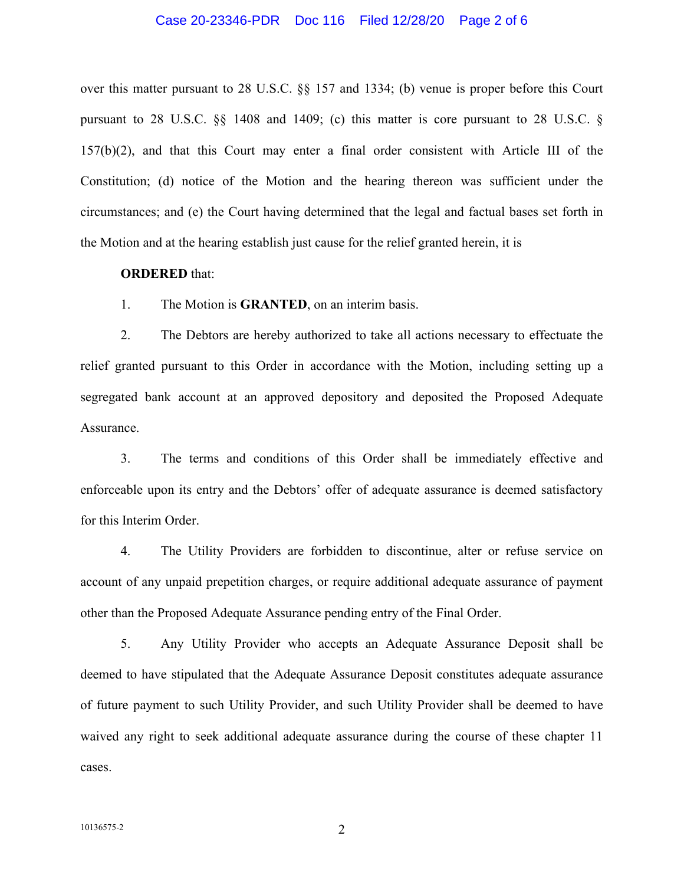over this matter pursuant to 28 U.S.C. §§ 157 and 1334; (b) venue is proper before this Court pursuant to 28 U.S.C. §§ 1408 and 1409; (c) this matter is core pursuant to 28 U.S.C. § 157(b)(2), and that this Court may enter a final order consistent with Article III of the Constitution; (d) notice of the Motion and the hearing thereon was sufficient under the circumstances; and (e) the Court having determined that the legal and factual bases set forth in the Motion and at the hearing establish just cause for the relief granted herein, it is

**ORDERED** that:

1. The Motion is **GRANTED**, on an interim basis.

2. The Debtors are hereby authorized to take all actions necessary to effectuate the relief granted pursuant to this Order in accordance with the Motion, including setting up a segregated bank account at an approved depository and deposited the Proposed Adequate Assurance.

3. The terms and conditions of this Order shall be immediately effective and enforceable upon its entry and the Debtors' offer of adequate assurance is deemed satisfactory for this Interim Order.

4. The Utility Providers are forbidden to discontinue, alter or refuse service on account of any unpaid prepetition charges, or require additional adequate assurance of payment other than the Proposed Adequate Assurance pending entry of the Final Order.

5. Any Utility Provider who accepts an Adequate Assurance Deposit shall be deemed to have stipulated that the Adequate Assurance Deposit constitutes adequate assurance of future payment to such Utility Provider, and such Utility Provider shall be deemed to have waived any right to seek additional adequate assurance during the course of these chapter 11 cases.

10136575-2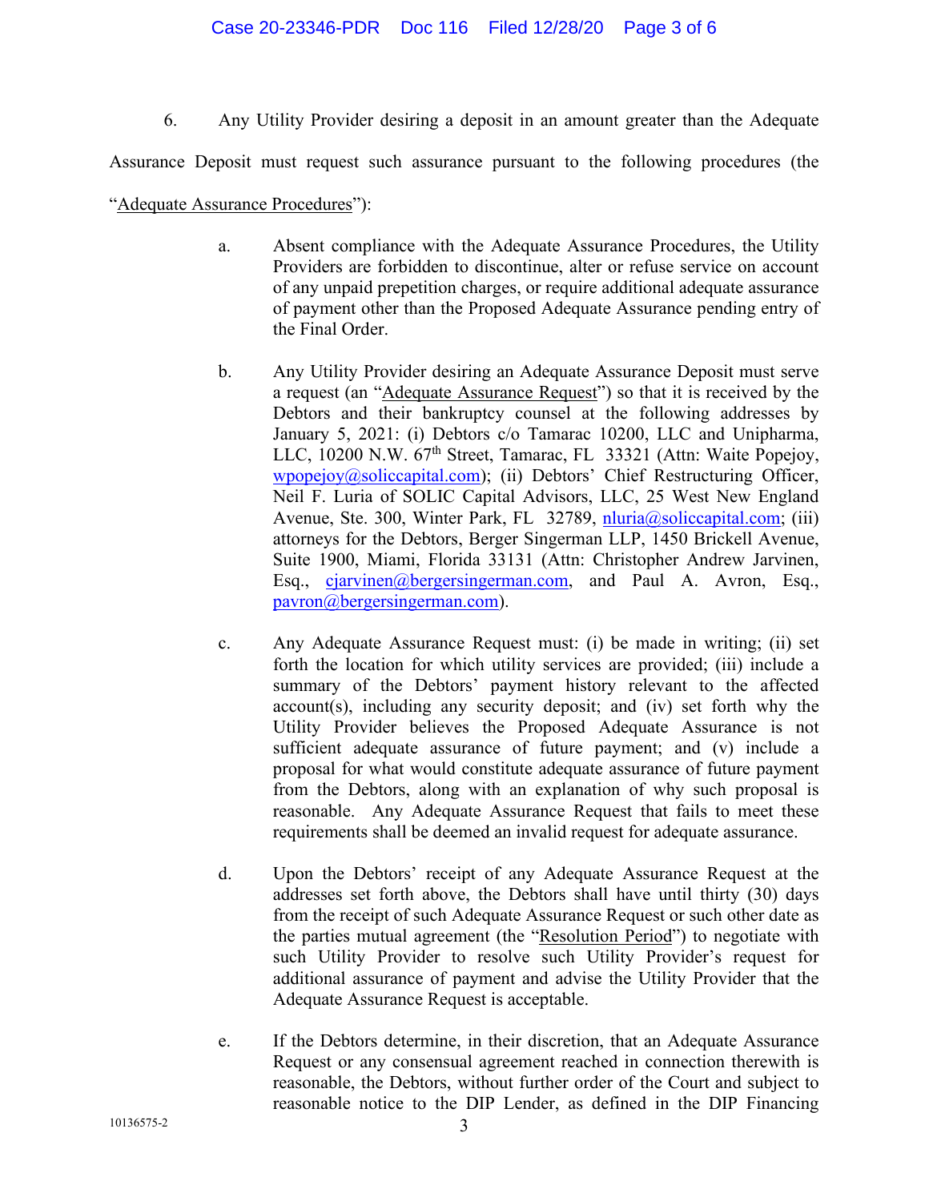6. Any Utility Provider desiring a deposit in an amount greater than the Adequate Assurance Deposit must request such assurance pursuant to the following procedures (the "Adequate Assurance Procedures"):

a. Absent compliance with the Adequate Assurance Procedures, the Utility Providers are forbidden to discontinue, alter or refuse service on account of any unpaid prepetition charges, or require additional adequate assurance of payment other than the Proposed Adequate Assurance pending entry of the Final Order.

b. Any Utility Provider desiring an Adequate Assurance Deposit must serve a request (an "Adequate Assurance Request") so that it is received by the Debtors and their bankruptcy counsel at the following addresses by January 5, 2021: (i) Debtors c/o Tamarac 10200, LLC and Unipharma, LLC, 10200 N.W. 67th Street, Tamarac, FL 33321 (Attn: Waite Popejoy, wpopejoy@soliccapital.com); (ii) Debtors' Chief Restructuring Officer, Neil F. Luria of SOLIC Capital Advisors, LLC, 25 West New England Avenue, Ste. 300, Winter Park, FL 32789, nluria@soliccapital.com; (iii) attorneys for the Debtors, Berger Singerman LLP, 1450 Brickell Avenue, Suite 1900, Miami, Florida 33131 (Attn: Christopher Andrew Jarvinen, Esq., cjarvinen@bergersingerman.com, and Paul A. Avron, Esq., pavron@bergersingerman.com).

c. Any Adequate Assurance Request must: (i) be made in writing; (ii) set forth the location for which utility services are provided; (iii) include a summary of the Debtors' payment history relevant to the affected account(s), including any security deposit; and (iv) set forth why the Utility Provider believes the Proposed Adequate Assurance is not sufficient adequate assurance of future payment; and (v) include a proposal for what would constitute adequate assurance of future payment from the Debtors, along with an explanation of why such proposal is reasonable. Any Adequate Assurance Request that fails to meet these requirements shall be deemed an invalid request for adequate assurance.

d. Upon the Debtors' receipt of any Adequate Assurance Request at the addresses set forth above, the Debtors shall have until thirty (30) days from the receipt of such Adequate Assurance Request or such other date as the parties mutual agreement (the "Resolution Period") to negotiate with such Utility Provider to resolve such Utility Provider's request for additional assurance of payment and advise the Utility Provider that the Adequate Assurance Request is acceptable.

e. If the Debtors determine, in their discretion, that an Adequate Assurance Request or any consensual agreement reached in connection therewith is reasonable, the Debtors, without further order of the Court and subject to reasonable notice to the DIP Lender, as defined in the DIP Financing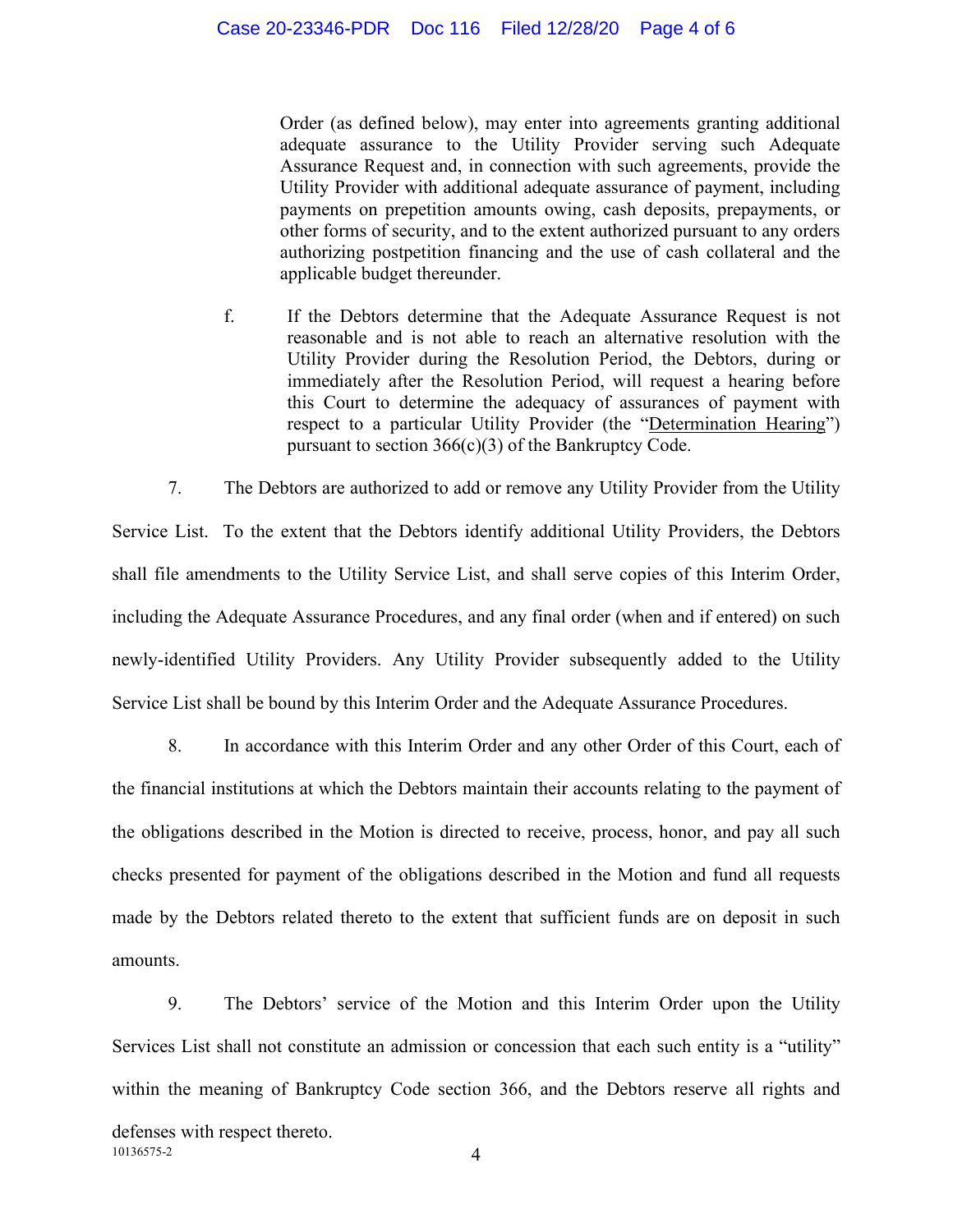Order (as defined below), may enter into agreements granting additional adequate assurance to the Utility Provider serving such Adequate Assurance Request and, in connection with such agreements, provide the Utility Provider with additional adequate assurance of payment, including payments on prepetition amounts owing, cash deposits, prepayments, or other forms of security, and to the extent authorized pursuant to any orders authorizing postpetition financing and the use of cash collateral and the applicable budget thereunder.

f. If the Debtors determine that the Adequate Assurance Request is not reasonable and is not able to reach an alternative resolution with the Utility Provider during the Resolution Period, the Debtors, during or immediately after the Resolution Period, will request a hearing before this Court to determine the adequacy of assurances of payment with respect to a particular Utility Provider (the "Determination Hearing") pursuant to section 366(c)(3) of the Bankruptcy Code.

7. The Debtors are authorized to add or remove any Utility Provider from the Utility Service List. To the extent that the Debtors identify additional Utility Providers, the Debtors shall file amendments to the Utility Service List, and shall serve copies of this Interim Order, including the Adequate Assurance Procedures, and any final order (when and if entered) on such newly-identified Utility Providers. Any Utility Provider subsequently added to the Utility Service List shall be bound by this Interim Order and the Adequate Assurance Procedures.

8. In accordance with this Interim Order and any other Order of this Court, each of the financial institutions at which the Debtors maintain their accounts relating to the payment of the obligations described in the Motion is directed to receive, process, honor, and pay all such checks presented for payment of the obligations described in the Motion and fund all requests made by the Debtors related thereto to the extent that sufficient funds are on deposit in such amounts.

9. The Debtors' service of the Motion and this Interim Order upon the Utility Services List shall not constitute an admission or concession that each such entity is a "utility" within the meaning of Bankruptcy Code section 366, and the Debtors reserve all rights and defenses with respect thereto.

10136575-2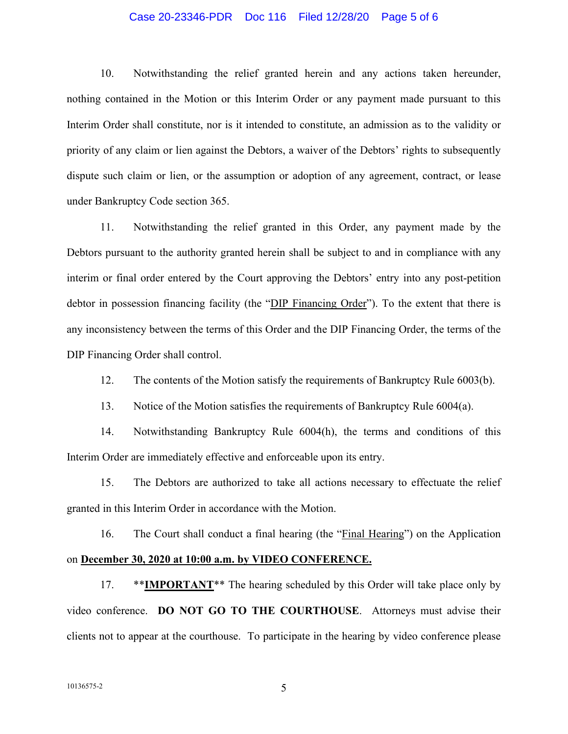10. Notwithstanding the relief granted herein and any actions taken hereunder, nothing contained in the Motion or this Interim Order or any payment made pursuant to this Interim Order shall constitute, nor is it intended to constitute, an admission as to the validity or priority of any claim or lien against the Debtors, a waiver of the Debtors' rights to subsequently dispute such claim or lien, or the assumption or adoption of any agreement, contract, or lease under Bankruptcy Code section 365.

11. Notwithstanding the relief granted in this Order, any payment made by the Debtors pursuant to the authority granted herein shall be subject to and in compliance with any interim or final order entered by the Court approving the Debtors' entry into any post-petition debtor in possession financing facility (the "DIP Financing Order"). To the extent that there is any inconsistency between the terms of this Order and the DIP Financing Order, the terms of the DIP Financing Order shall control.

12. The contents of the Motion satisfy the requirements of Bankruptcy Rule 6003(b).

13. Notice of the Motion satisfies the requirements of Bankruptcy Rule 6004(a).

14. Notwithstanding Bankruptcy Rule 6004(h), the terms and conditions of this Interim Order are immediately effective and enforceable upon its entry.

15. The Debtors are authorized to take all actions necessary to effectuate the relief granted in this Interim Order in accordance with the Motion.

16. The Court shall conduct a final hearing (the "Final Hearing") on the Application on **December 30, 2020 at 10:00 a.m. by VIDEO CONFERENCE.**

17. ****IMPORTANT**** The hearing scheduled by this Order will take place only by video conference. **DO NOT GO TO THE COURTHOUSE**. Attorneys must advise their clients not to appear at the courthouse. To participate in the hearing by video conference please

10136575-2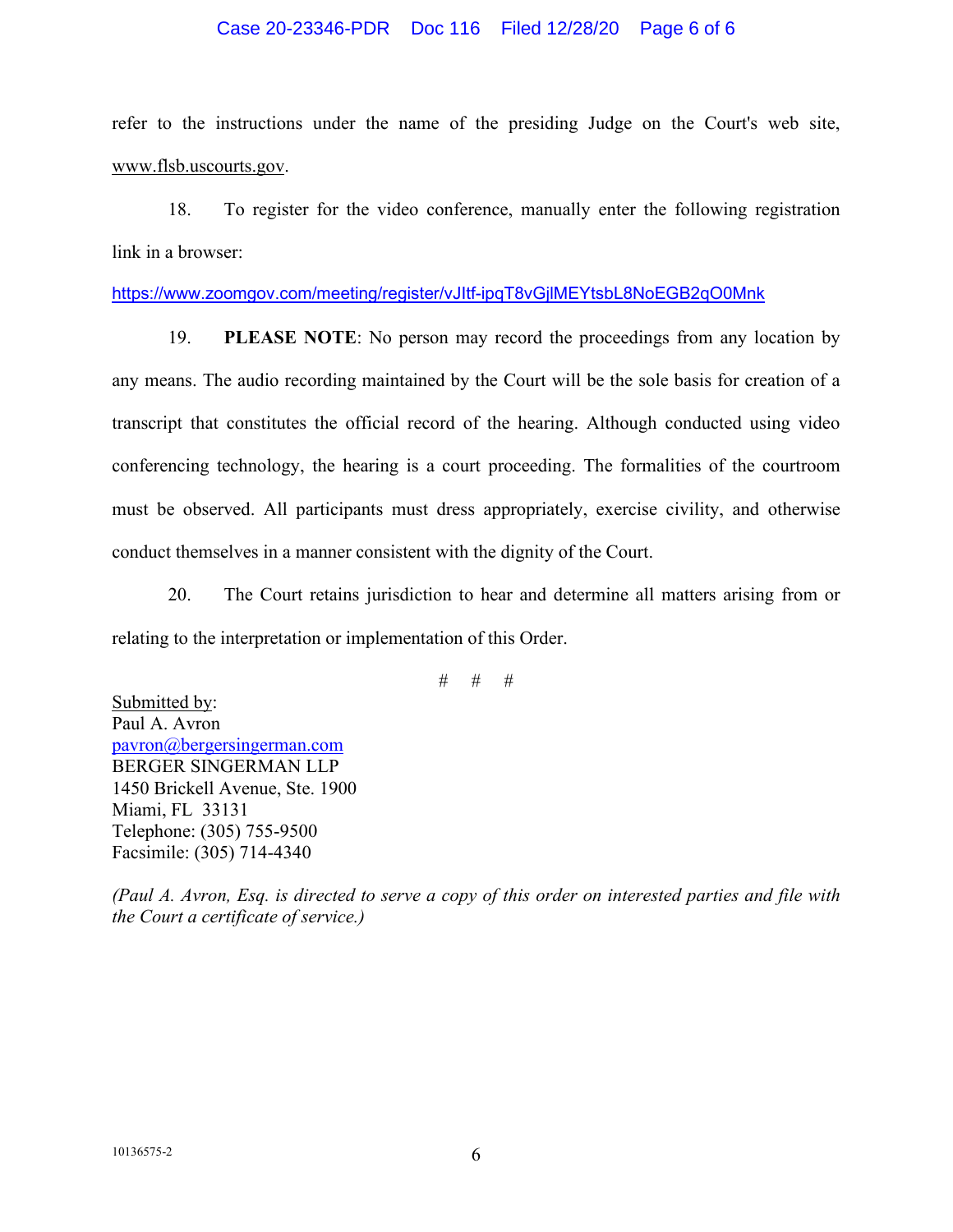refer to the instructions under the name of the presiding Judge on the Court's web site, www.flsb.uscourts.gov.

18. To register for the video conference, manually enter the following registration link in a browser:

https://www.zoomgov.com/meeting/register/vJItf-ipqT8vGjlMEYtsbL8NoEGB2qO0Mnk

19. **PLEASE NOTE**: No person may record the proceedings from any location by any means. The audio recording maintained by the Court will be the sole basis for creation of a transcript that constitutes the official record of the hearing. Although conducted using video conferencing technology, the hearing is a court proceeding. The formalities of the courtroom must be observed. All participants must dress appropriately, exercise civility, and otherwise conduct themselves in a manner consistent with the dignity of the Court.

20. The Court retains jurisdiction to hear and determine all matters arising from or relating to the interpretation or implementation of this Order.

# # #

Submitted by:
Paul A. Avron
pavron@bergersingerman.com
BERGER SINGERMAN LLP
1450 Brickell Avenue, Ste. 1900
Miami, FL 33131
Telephone: (305) 755-9500
Facsimile: (305) 714-4340

*(Paul A. Avron, Esq. is directed to serve a copy of this order on interested parties and file with the Court a certificate of service.)*

10136575-2